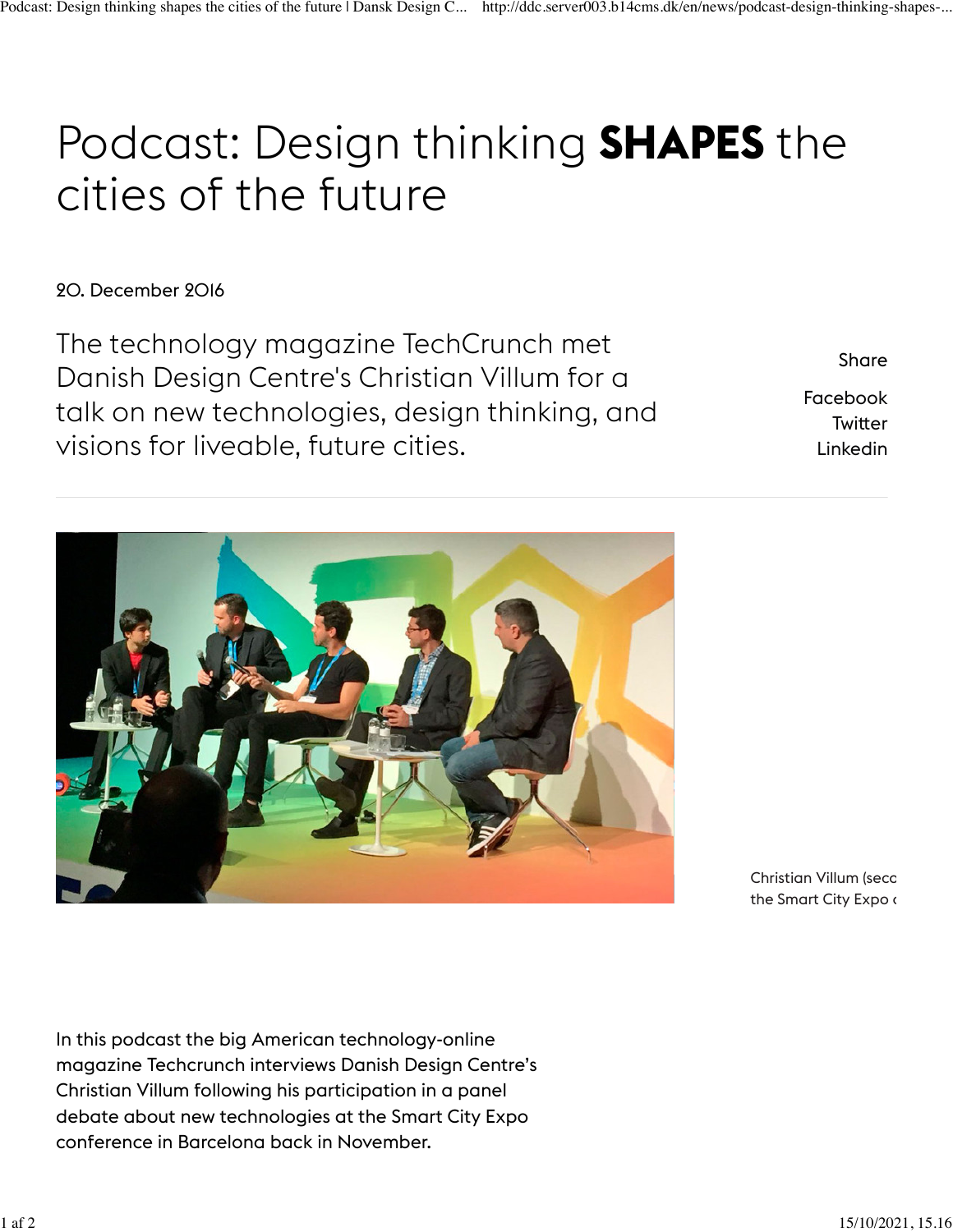# Podcast: Design thinking **SHAPES** the cities of the future

20. December 2016

The technology magazine TechCrunch met Danish Design Centre's Christian Villum for a talk on new technologies, design thinking, and visions for liveable, future cities.

Share

Facebook
Twitter
Linkedin

Christian Villum (seco
the Smart City Expo c

In this podcast the big American technology-online magazine Techcrunch interviews Danish Design Centre's Christian Villum following his participation in a panel debate about new technologies at the Smart City Expo conference in Barcelona back in November.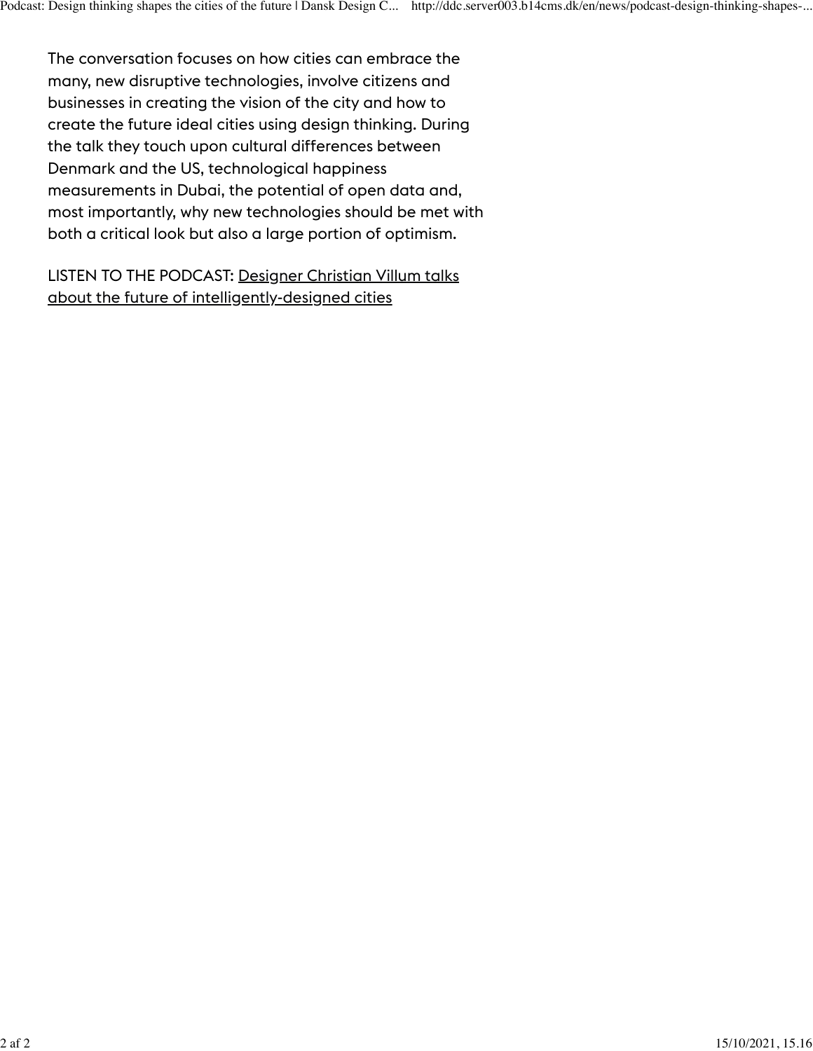The conversation focuses on how cities can embrace the many, new disruptive technologies, involve citizens and businesses in creating the vision of the city and how to create the future ideal cities using design thinking. During the talk they touch upon cultural differences between Denmark and the US, technological happiness measurements in Dubai, the potential of open data and, most importantly, why new technologies should be met with both a critical look but also a large portion of optimism.

LISTEN TO THE PODCAST: Designer Christian Villum talks about the future of intelligently-designed cities